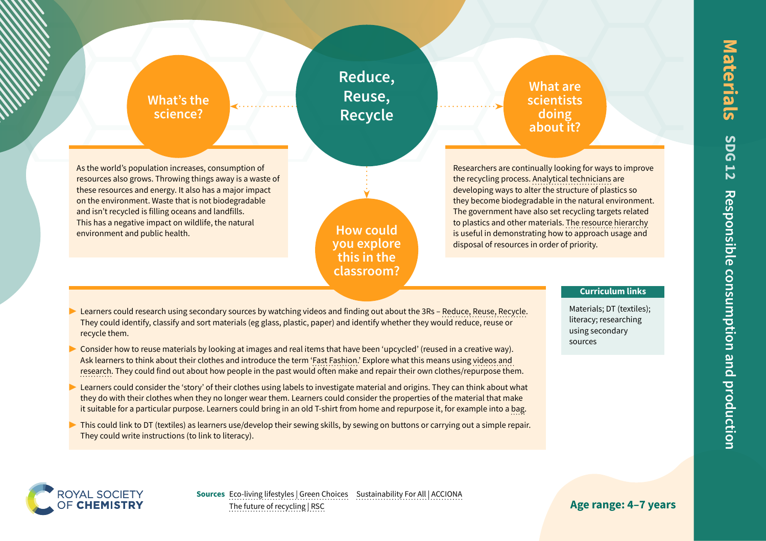# Reduce, Reuse, Recycle

## What's the science?

As the world's population increases, consumption of resources also grows. Throwing things away is a waste of these resources and energy. It also has a major impact on the environment. Waste that is not biodegradable and isn't recycled is filling oceans and landfills. This has a negative impact on wildlife, the natural environment and public health.

## What are scientists doing about it?

Researchers are continually looking for ways to improve the recycling process. Analytical technicians are developing ways to alter the structure of plastics so they become biodegradable in the natural environment. The government have also set recycling targets related to plastics and other materials. The resource hierarchy is useful in demonstrating how to approach usage and disposal of resources in order of priority.

## How could you explore this in the classroom?

- Learners could research using secondary sources by watching videos and finding out about the 3Rs – Reduce, Reuse, Recycle. They could identify, classify and sort materials (eg glass, plastic, paper) and identify whether they would reduce, reuse or recycle them.
- Consider how to reuse materials by looking at images and real items that have been 'upcycled' (reused in a creative way). Ask learners to think about their clothes and introduce the term 'Fast Fashion.' Explore what this means using videos and research. They could find out about how people in the past would often make and repair their own clothes/repurpose them.
- Learners could consider the 'story' of their clothes using labels to investigate material and origins. They can think about what they do with their clothes when they no longer wear them. Learners could consider the properties of the material that make it suitable for a particular purpose. Learners could bring in an old T-shirt from home and repurpose it, for example into a bag.
- This could link to DT (textiles) as learners use/develop their sewing skills, by sewing on buttons or carrying out a simple repair. They could write instructions (to link to literacy).

### Curriculum links

Materials; DT (textiles); literacy; researching using secondary sources

**Sources** Eco-living lifestyles | Green Choices  Sustainability For All | ACCIONA  The future of recycling | RSC

**Age range: 4–7 years**

**Materials** SDG 12 Responsible consumption and production

ROYAL SOCIETY OF CHEMISTRY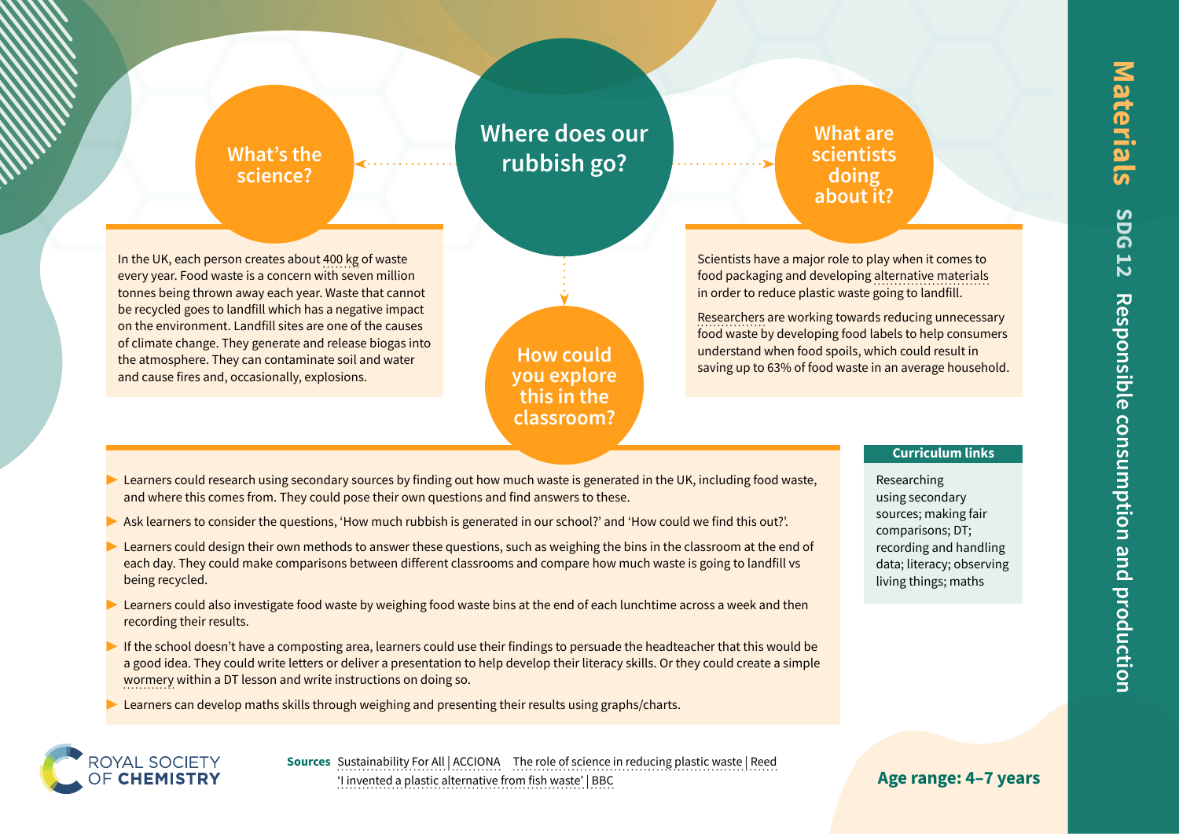# Where does our rubbish go?

## What's the science?

In the UK, each person creates about 400 kg of waste every year. Food waste is a concern with seven million tonnes being thrown away each year. Waste that cannot be recycled goes to landfill which has a negative impact on the environment. Landfill sites are one of the causes of climate change. They generate and release biogas into the atmosphere. They can contaminate soil and water and cause fires and, occasionally, explosions.

## What are scientists doing about it?

Scientists have a major role to play when it comes to food packaging and developing alternative materials in order to reduce plastic waste going to landfill.

Researchers are working towards reducing unnecessary food waste by developing food labels to help consumers understand when food spoils, which could result in saving up to 63% of food waste in an average household.

## How could you explore this in the classroom?

- Learners could research using secondary sources by finding out how much waste is generated in the UK, including food waste, and where this comes from. They could pose their own questions and find answers to these.
- Ask learners to consider the questions, 'How much rubbish is generated in our school?' and 'How could we find this out?'.
- Learners could design their own methods to answer these questions, such as weighing the bins in the classroom at the end of each day. They could make comparisons between different classrooms and compare how much waste is going to landfill vs being recycled.
- Learners could also investigate food waste by weighing food waste bins at the end of each lunchtime across a week and then recording their results.
- If the school doesn't have a composting area, learners could use their findings to persuade the headteacher that this would be a good idea. They could write letters or deliver a presentation to help develop their literacy skills. Or they could create a simple wormery within a DT lesson and write instructions on doing so.
- Learners can develop maths skills through weighing and presenting their results using graphs/charts.

### Curriculum links

Researching using secondary sources; making fair comparisons; DT; recording and handling data; literacy; observing living things; maths

**Materials** SDG 12 Responsible consumption and production

**Sources** Sustainability For All | ACCIONA The role of science in reducing plastic waste | Reed 'I invented a plastic alternative from fish waste' | BBC

ROYAL SOCIETY OF CHEMISTRY

**Age range: 4–7 years**